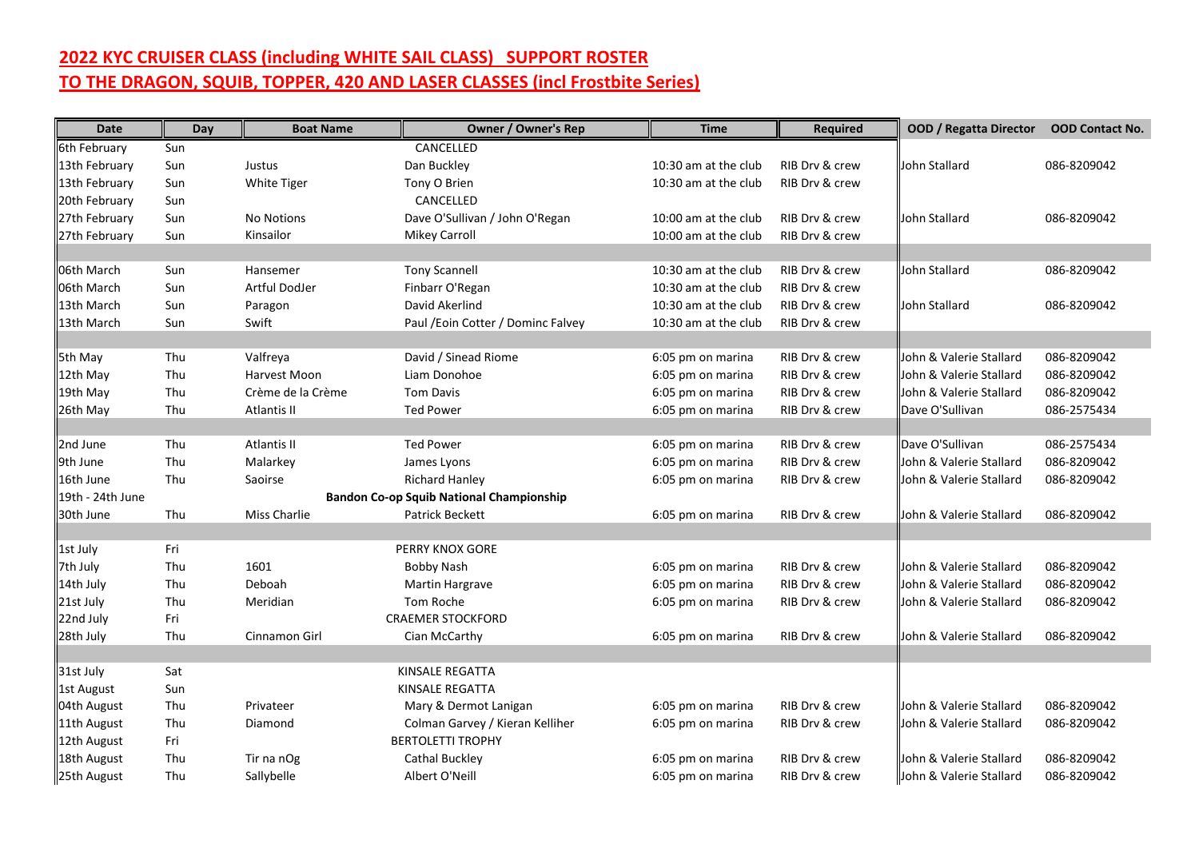## 2022 KYC CRUISER CLASS (including WHITE SAIL CLASS) SUPPORT ROSTER
## TO THE DRAGON, SQUIB, TOPPER, 420 AND LASER CLASSES (incl Frostbite Series)

| Date | Day | Boat Name | Owner / Owner's Rep | Time | Required | OOD / Regatta Director | OOD Contact No. |
|---|---|---|---|---|---|---|---|
| 6th February | Sun | | CANCELLED | | | | |
| 13th February | Sun | Justus | Dan Buckley | 10:30 am at the club | RIB Drv & crew | John Stallard | 086-8209042 |
| 13th February | Sun | White Tiger | Tony O Brien | 10:30 am at the club | RIB Drv & crew | | |
| 20th February | Sun | | CANCELLED | | | | |
| 27th February | Sun | No Notions | Dave O'Sullivan / John O'Regan | 10:00 am at the club | RIB Drv & crew | John Stallard | 086-8209042 |
| 27th February | Sun | Kinsailor | Mikey Carroll | 10:00 am at the club | RIB Drv & crew | | |
| | | | | | | | |
| 06th March | Sun | Hansemer | Tony Scannell | 10:30 am at the club | RIB Drv & crew | John Stallard | 086-8209042 |
| 06th March | Sun | Artful DodJer | Finbarr O'Regan | 10:30 am at the club | RIB Drv & crew | | |
| 13th March | Sun | Paragon | David Akerlind | 10:30 am at the club | RIB Drv & crew | John Stallard | 086-8209042 |
| 13th March | Sun | Swift | Paul /Eoin Cotter / Dominc Falvey | 10:30 am at the club | RIB Drv & crew | | |
| | | | | | | | |
| 5th May | Thu | Valfreya | David / Sinead Riome | 6:05 pm on marina | RIB Drv & crew | John & Valerie Stallard | 086-8209042 |
| 12th May | Thu | Harvest Moon | Liam Donohoe | 6:05 pm on marina | RIB Drv & crew | John & Valerie Stallard | 086-8209042 |
| 19th May | Thu | Crème de la Crème | Tom Davis | 6:05 pm on marina | RIB Drv & crew | John & Valerie Stallard | 086-8209042 |
| 26th May | Thu | Atlantis II | Ted Power | 6:05 pm on marina | RIB Drv & crew | Dave O'Sullivan | 086-2575434 |
| | | | | | | | |
| 2nd June | Thu | Atlantis II | Ted Power | 6:05 pm on marina | RIB Drv & crew | Dave O'Sullivan | 086-2575434 |
| 9th June | Thu | Malarkey | James Lyons | 6:05 pm on marina | RIB Drv & crew | John & Valerie Stallard | 086-8209042 |
| 16th June | Thu | Saoirse | Richard Hanley | 6:05 pm on marina | RIB Drv & crew | John & Valerie Stallard | 086-8209042 |
| 19th - 24th June | | | **Bandon Co-op Squib National Championship** | | | | |
| 30th June | Thu | Miss Charlie | Patrick Beckett | 6:05 pm on marina | RIB Drv & crew | John & Valerie Stallard | 086-8209042 |
| | | | | | | | |
| 1st July | Fri | | PERRY KNOX GORE | | | | |
| 7th July | Thu | 1601 | Bobby Nash | 6:05 pm on marina | RIB Drv & crew | John & Valerie Stallard | 086-8209042 |
| 14th July | Thu | Deboah | Martin Hargrave | 6:05 pm on marina | RIB Drv & crew | John & Valerie Stallard | 086-8209042 |
| 21st July | Thu | Meridian | Tom Roche | 6:05 pm on marina | RIB Drv & crew | John & Valerie Stallard | 086-8209042 |
| 22nd July | Fri | | CRAEMER STOCKFORD | | | | |
| 28th July | Thu | Cinnamon Girl | Cian McCarthy | 6:05 pm on marina | RIB Drv & crew | John & Valerie Stallard | 086-8209042 |
| | | | | | | | |
| 31st July | Sat | | KINSALE REGATTA | | | | |
| 1st August | Sun | | KINSALE REGATTA | | | | |
| 04th August | Thu | Privateer | Mary & Dermot Lanigan | 6:05 pm on marina | RIB Drv & crew | John & Valerie Stallard | 086-8209042 |
| 11th August | Thu | Diamond | Colman Garvey / Kieran Kelliher | 6:05 pm on marina | RIB Drv & crew | John & Valerie Stallard | 086-8209042 |
| 12th August | Fri | | BERTOLETTI TROPHY | | | | |
| 18th August | Thu | Tir na nOg | Cathal Buckley | 6:05 pm on marina | RIB Drv & crew | John & Valerie Stallard | 086-8209042 |
| 25th August | Thu | Sallybelle | Albert O'Neill | 6:05 pm on marina | RIB Drv & crew | John & Valerie Stallard | 086-8209042 |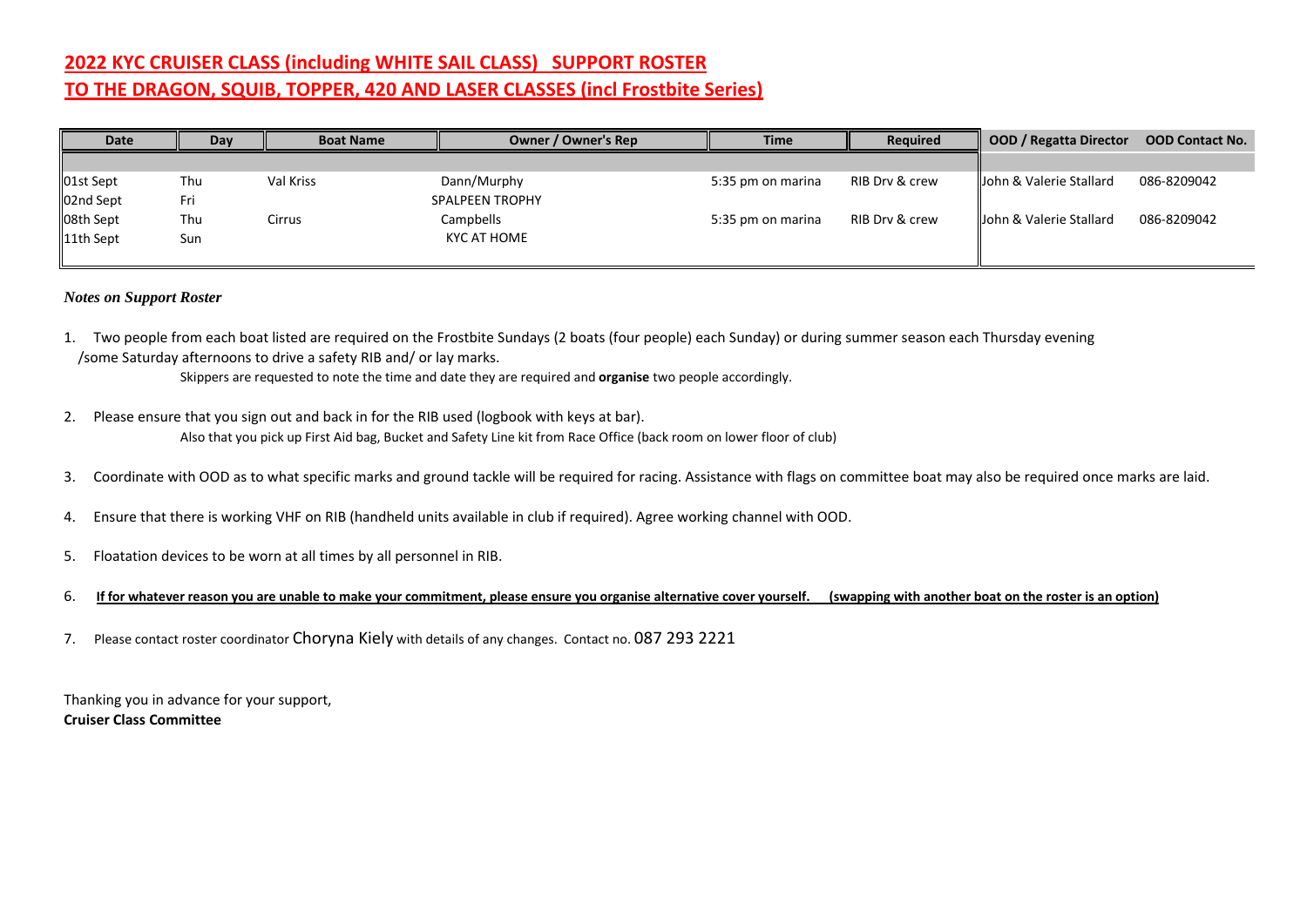# 2022 KYC CRUISER CLASS (including WHITE SAIL CLASS) SUPPORT ROSTER
# TO THE DRAGON, SQUIB, TOPPER, 420 AND LASER CLASSES (incl Frostbite Series)

| Date | Day | Boat Name | Owner / Owner's Rep | Time | Required | OOD / Regatta Director | OOD Contact No. |
|---|---|---|---|---|---|---|---|
| 01st Sept | Thu | Val Kriss | Dann/Murphy | 5:35 pm on marina | RIB Drv & crew | John & Valerie Stallard | 086-8209042 |
| 02nd Sept | Fri | | SPALPEEN TROPHY | | | | |
| 08th Sept | Thu | Cirrus | Campbells | 5:35 pm on marina | RIB Drv & crew | John & Valerie Stallard | 086-8209042 |
| 11th Sept | Sun | | KYC AT HOME | | | | |

*Notes on Support Roster*

1. Two people from each boat listed are required on the Frostbite Sundays (2 boats (four people) each Sunday) or during summer season each Thursday evening /some Saturday afternoons to drive a safety RIB and/ or lay marks.
   Skippers are requested to note the time and date they are required and **organise** two people accordingly.
2. Please ensure that you sign out and back in for the RIB used (logbook with keys at bar).
   Also that you pick up First Aid bag, Bucket and Safety Line kit from Race Office (back room on lower floor of club)
3. Coordinate with OOD as to what specific marks and ground tackle will be required for racing. Assistance with flags on committee boat may also be required once marks are laid.
4. Ensure that there is working VHF on RIB (handheld units available in club if required). Agree working channel with OOD.
5. Floatation devices to be worn at all times by all personnel in RIB.
6. **If for whatever reason you are unable to make your commitment, please ensure you organise alternative cover yourself. (swapping with another boat on the roster is an option)**
7. Please contact roster coordinator Choryna Kiely with details of any changes. Contact no. 087 293 2221

Thanking you in advance for your support,
**Cruiser Class Committee**